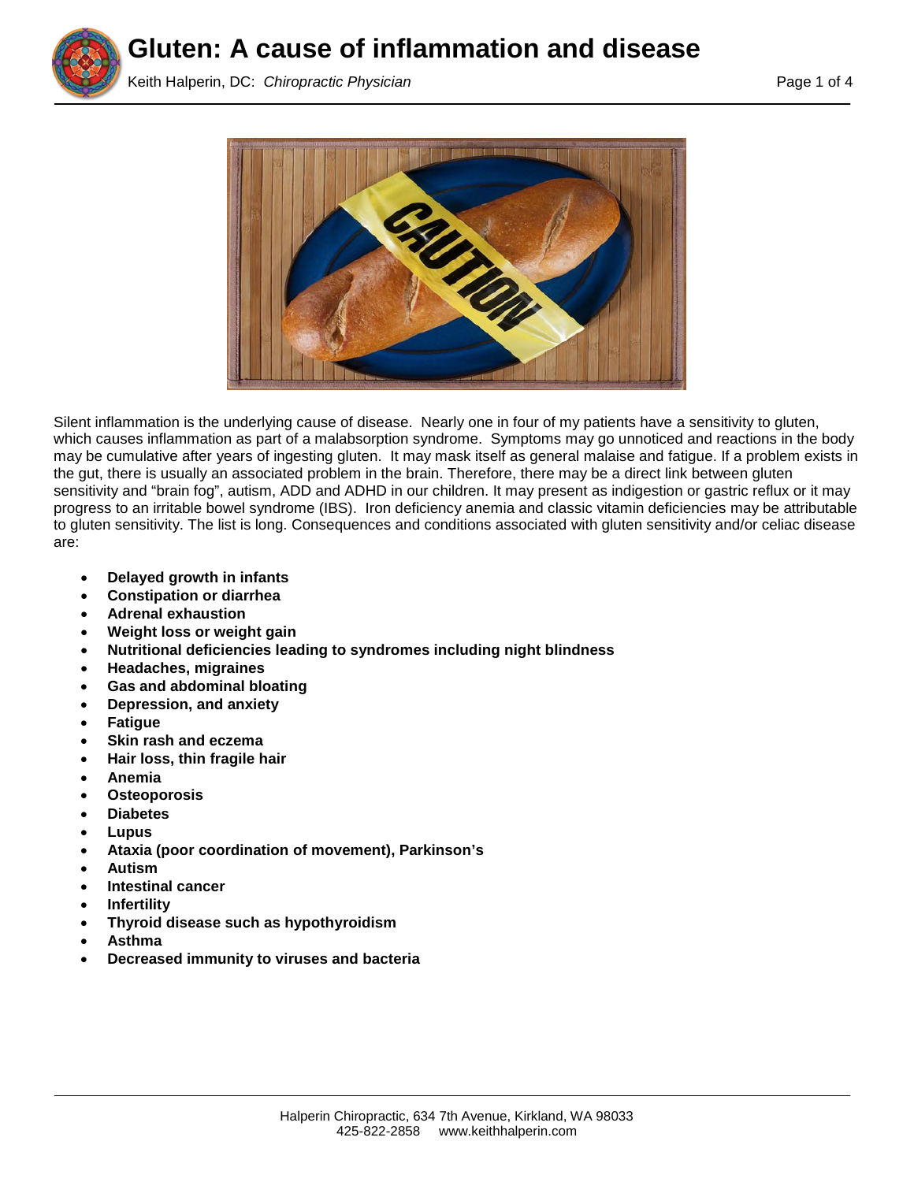# Gluten: A cause of inflammation and disease

Keith Halperin, DC: *Chiropractic Physician*

Silent inflammation is the underlying cause of disease. Nearly one in four of my patients have a sensitivity to gluten, which causes inflammation as part of a malabsorption syndrome. Symptoms may go unnoticed and reactions in the body may be cumulative after years of ingesting gluten. It may mask itself as general malaise and fatigue. If a problem exists in the gut, there is usually an associated problem in the brain. Therefore, there may be a direct link between gluten sensitivity and "brain fog", autism, ADD and ADHD in our children. It may present as indigestion or gastric reflux or it may progress to an irritable bowel syndrome (IBS). Iron deficiency anemia and classic vitamin deficiencies may be attributable to gluten sensitivity. The list is long. Consequences and conditions associated with gluten sensitivity and/or celiac disease are:

- **Delayed growth in infants**
- **Constipation or diarrhea**
- **Adrenal exhaustion**
- **Weight loss or weight gain**
- **Nutritional deficiencies leading to syndromes including night blindness**
- **Headaches, migraines**
- **Gas and abdominal bloating**
- **Depression, and anxiety**
- **Fatigue**
- **Skin rash and eczema**
- **Hair loss, thin fragile hair**
- **Anemia**
- **Osteoporosis**
- **Diabetes**
- **Lupus**
- **Ataxia (poor coordination of movement), Parkinson's**
- **Autism**
- **Intestinal cancer**
- **Infertility**
- **Thyroid disease such as hypothyroidism**
- **Asthma**
- **Decreased immunity to viruses and bacteria**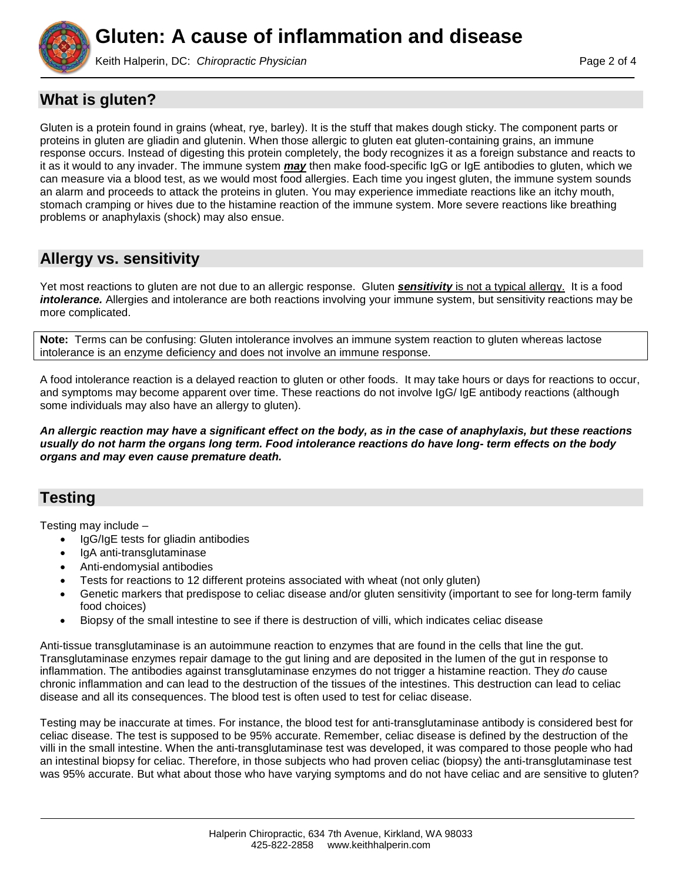## What is gluten?

Gluten is a protein found in grains (wheat, rye, barley). It is the stuff that makes dough sticky. The component parts or proteins in gluten are gliadin and glutenin. When those allergic to gluten eat gluten-containing grains, an immune response occurs. Instead of digesting this protein completely, the body recognizes it as a foreign substance and reacts to it as it would to any invader. The immune system ***may*** then make food-specific IgG or IgE antibodies to gluten, which we can measure via a blood test, as we would most food allergies. Each time you ingest gluten, the immune system sounds an alarm and proceeds to attack the proteins in gluten. You may experience immediate reactions like an itchy mouth, stomach cramping or hives due to the histamine reaction of the immune system. More severe reactions like breathing problems or anaphylaxis (shock) may also ensue.

## Allergy vs. sensitivity

Yet most reactions to gluten are not due to an allergic response. Gluten ***sensitivity*** is not a typical allergy. It is a food ***intolerance.*** Allergies and intolerance are both reactions involving your immune system, but sensitivity reactions may be more complicated.

**Note:** Terms can be confusing: Gluten intolerance involves an immune system reaction to gluten whereas lactose intolerance is an enzyme deficiency and does not involve an immune response.

A food intolerance reaction is a delayed reaction to gluten or other foods. It may take hours or days for reactions to occur, and symptoms may become apparent over time. These reactions do not involve IgG/ IgE antibody reactions (although some individuals may also have an allergy to gluten).

***An allergic reaction may have a significant effect on the body, as in the case of anaphylaxis, but these reactions usually do not harm the organs long term. Food intolerance reactions do have long- term effects on the body organs and may even cause premature death.***

## Testing

Testing may include –

- IgG/IgE tests for gliadin antibodies
- IgA anti-transglutaminase
- Anti-endomysial antibodies
- Tests for reactions to 12 different proteins associated with wheat (not only gluten)
- Genetic markers that predispose to celiac disease and/or gluten sensitivity (important to see for long-term family food choices)
- Biopsy of the small intestine to see if there is destruction of villi, which indicates celiac disease

Anti-tissue transglutaminase is an autoimmune reaction to enzymes that are found in the cells that line the gut. Transglutaminase enzymes repair damage to the gut lining and are deposited in the lumen of the gut in response to inflammation. The antibodies against transglutaminase enzymes do not trigger a histamine reaction. They *do* cause chronic inflammation and can lead to the destruction of the tissues of the intestines. This destruction can lead to celiac disease and all its consequences. The blood test is often used to test for celiac disease.

Testing may be inaccurate at times. For instance, the blood test for anti-transglutaminase antibody is considered best for celiac disease. The test is supposed to be 95% accurate. Remember, celiac disease is defined by the destruction of the villi in the small intestine. When the anti-transglutaminase test was developed, it was compared to those people who had an intestinal biopsy for celiac. Therefore, in those subjects who had proven celiac (biopsy) the anti-transglutaminase test was 95% accurate. But what about those who have varying symptoms and do not have celiac and are sensitive to gluten?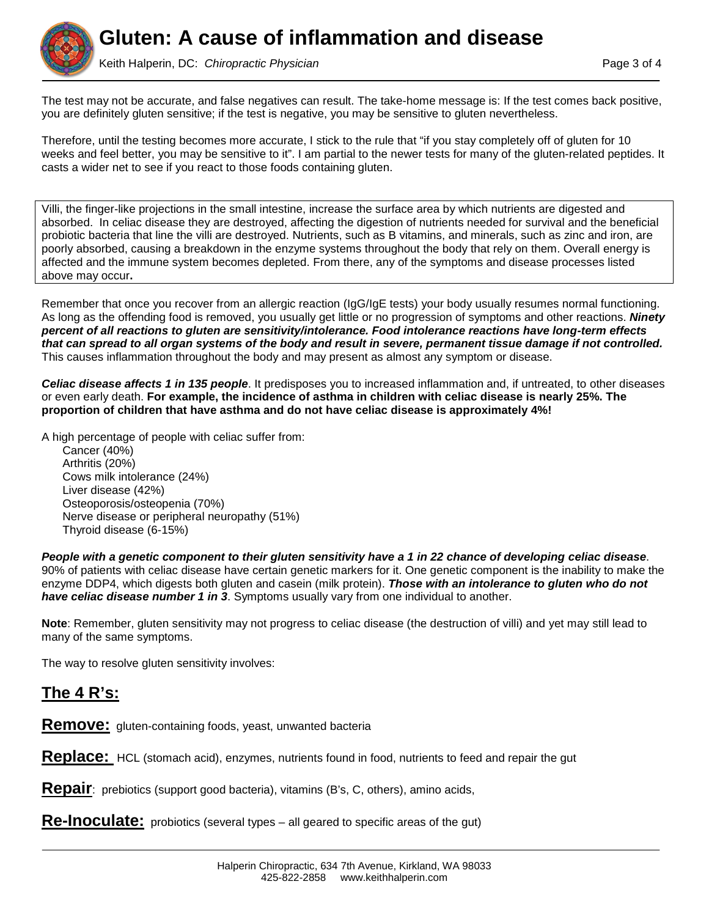The test may not be accurate, and false negatives can result. The take-home message is: If the test comes back positive, you are definitely gluten sensitive; if the test is negative, you may be sensitive to gluten nevertheless.

Therefore, until the testing becomes more accurate, I stick to the rule that "if you stay completely off of gluten for 10 weeks and feel better, you may be sensitive to it". I am partial to the newer tests for many of the gluten-related peptides. It casts a wider net to see if you react to those foods containing gluten.

Villi, the finger-like projections in the small intestine, increase the surface area by which nutrients are digested and absorbed. In celiac disease they are destroyed, affecting the digestion of nutrients needed for survival and the beneficial probiotic bacteria that line the villi are destroyed. Nutrients, such as B vitamins, and minerals, such as zinc and iron, are poorly absorbed, causing a breakdown in the enzyme systems throughout the body that rely on them. Overall energy is affected and the immune system becomes depleted. From there, any of the symptoms and disease processes listed above may occur**.**

Remember that once you recover from an allergic reaction (IgG/IgE tests) your body usually resumes normal functioning. As long as the offending food is removed, you usually get little or no progression of symptoms and other reactions. ***Ninety percent of all reactions to gluten are sensitivity/intolerance. Food intolerance reactions have long-term effects that can spread to all organ systems of the body and result in severe, permanent tissue damage if not controlled.*** This causes inflammation throughout the body and may present as almost any symptom or disease.

***Celiac disease affects 1 in 135 people***. It predisposes you to increased inflammation and, if untreated, to other diseases or even early death. **For example, the incidence of asthma in children with celiac disease is nearly 25%. The proportion of children that have asthma and do not have celiac disease is approximately 4%!**

A high percentage of people with celiac suffer from:

- Cancer (40%)
- Arthritis (20%)
- Cows milk intolerance (24%)
- Liver disease (42%)
- Osteoporosis/osteopenia (70%)
- Nerve disease or peripheral neuropathy (51%)
- Thyroid disease (6-15%)

***People with a genetic component to their gluten sensitivity have a 1 in 22 chance of developing celiac disease***. 90% of patients with celiac disease have certain genetic markers for it. One genetic component is the inability to make the enzyme DDP4, which digests both gluten and casein (milk protein). ***Those with an intolerance to gluten who do not have celiac disease number 1 in 3***. Symptoms usually vary from one individual to another.

**Note**: Remember, gluten sensitivity may not progress to celiac disease (the destruction of villi) and yet may still lead to many of the same symptoms.

The way to resolve gluten sensitivity involves:

## The 4 R's:

**Remove:** gluten-containing foods, yeast, unwanted bacteria

**Replace:** HCL (stomach acid), enzymes, nutrients found in food, nutrients to feed and repair the gut

**Repair**: prebiotics (support good bacteria), vitamins (B's, C, others), amino acids,

**Re-Inoculate:** probiotics (several types – all geared to specific areas of the gut)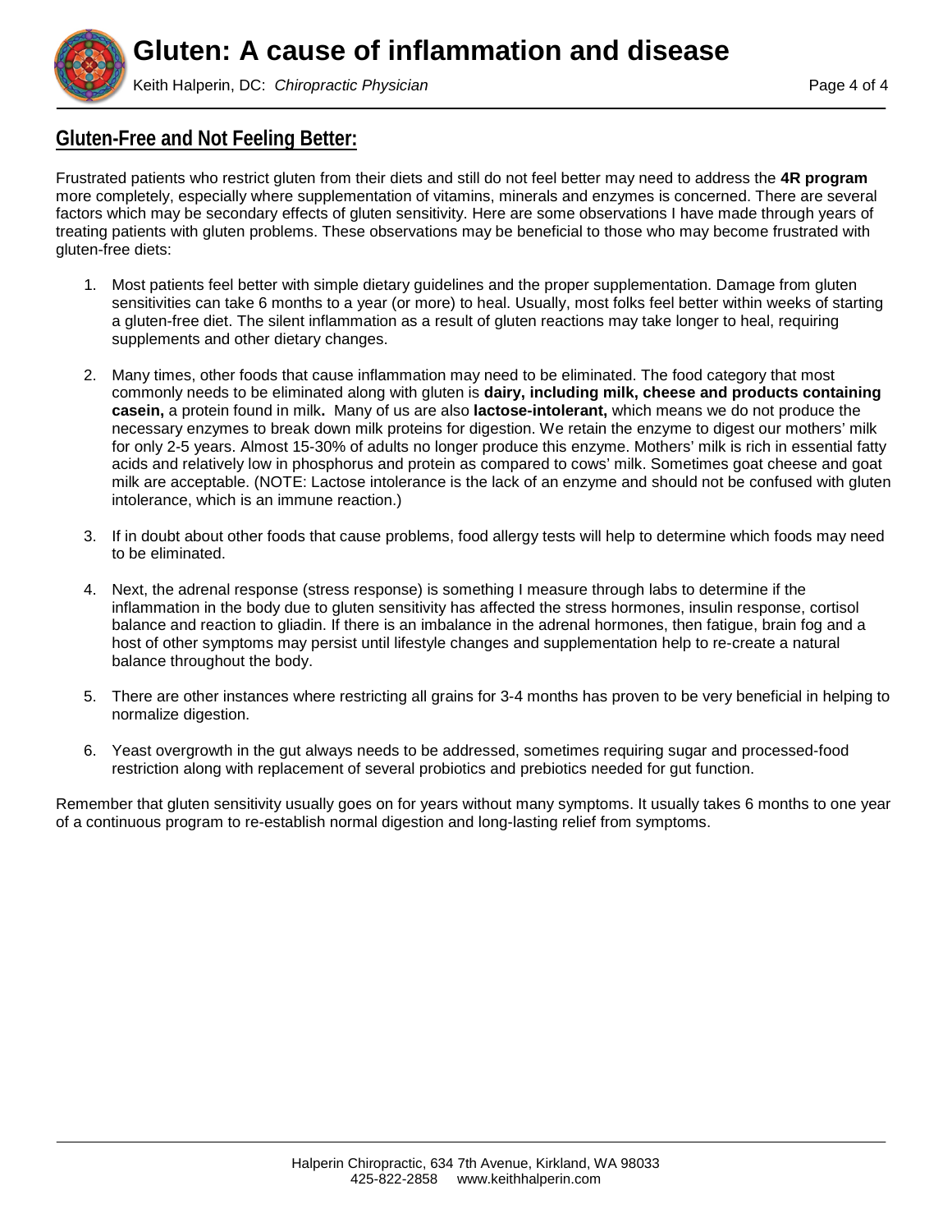## Gluten-Free and Not Feeling Better:

Frustrated patients who restrict gluten from their diets and still do not feel better may need to address the **4R program** more completely, especially where supplementation of vitamins, minerals and enzymes is concerned. There are several factors which may be secondary effects of gluten sensitivity. Here are some observations I have made through years of treating patients with gluten problems. These observations may be beneficial to those who may become frustrated with gluten-free diets:

1. Most patients feel better with simple dietary guidelines and the proper supplementation. Damage from gluten sensitivities can take 6 months to a year (or more) to heal. Usually, most folks feel better within weeks of starting a gluten-free diet. The silent inflammation as a result of gluten reactions may take longer to heal, requiring supplements and other dietary changes.

2. Many times, other foods that cause inflammation may need to be eliminated. The food category that most commonly needs to be eliminated along with gluten is **dairy, including milk, cheese and products containing casein,** a protein found in milk**.** Many of us are also **lactose-intolerant,** which means we do not produce the necessary enzymes to break down milk proteins for digestion. We retain the enzyme to digest our mothers' milk for only 2-5 years. Almost 15-30% of adults no longer produce this enzyme. Mothers' milk is rich in essential fatty acids and relatively low in phosphorus and protein as compared to cows' milk. Sometimes goat cheese and goat milk are acceptable. (NOTE: Lactose intolerance is the lack of an enzyme and should not be confused with gluten intolerance, which is an immune reaction.)

3. If in doubt about other foods that cause problems, food allergy tests will help to determine which foods may need to be eliminated.

4. Next, the adrenal response (stress response) is something I measure through labs to determine if the inflammation in the body due to gluten sensitivity has affected the stress hormones, insulin response, cortisol balance and reaction to gliadin. If there is an imbalance in the adrenal hormones, then fatigue, brain fog and a host of other symptoms may persist until lifestyle changes and supplementation help to re-create a natural balance throughout the body.

5. There are other instances where restricting all grains for 3-4 months has proven to be very beneficial in helping to normalize digestion.

6. Yeast overgrowth in the gut always needs to be addressed, sometimes requiring sugar and processed-food restriction along with replacement of several probiotics and prebiotics needed for gut function.

Remember that gluten sensitivity usually goes on for years without many symptoms. It usually takes 6 months to one year of a continuous program to re-establish normal digestion and long-lasting relief from symptoms.